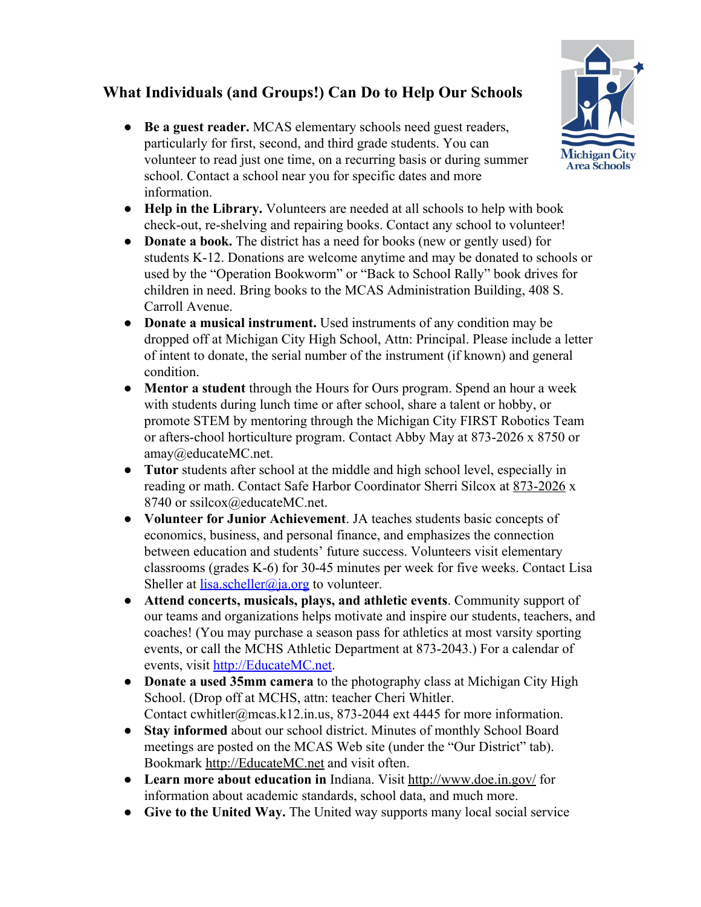## What Individuals (and Groups!) Can Do to Help Our Schools

- **Be a guest reader.** MCAS elementary schools need guest readers, particularly for first, second, and third grade students. You can volunteer to read just one time, on a recurring basis or during summer school. Contact a school near you for specific dates and more information.
- **Help in the Library.** Volunteers are needed at all schools to help with book check-out, re-shelving and repairing books. Contact any school to volunteer!
- **Donate a book.** The district has a need for books (new or gently used) for students K-12. Donations are welcome anytime and may be donated to schools or used by the "Operation Bookworm" or "Back to School Rally" book drives for children in need. Bring books to the MCAS Administration Building, 408 S. Carroll Avenue.
- **Donate a musical instrument.** Used instruments of any condition may be dropped off at Michigan City High School, Attn: Principal. Please include a letter of intent to donate, the serial number of the instrument (if known) and general condition.
- **Mentor a student** through the Hours for Ours program. Spend an hour a week with students during lunch time or after school, share a talent or hobby, or promote STEM by mentoring through the Michigan City FIRST Robotics Team or afters-chool horticulture program. Contact Abby May at 873-2026 x 8750 or amay@educateMC.net.
- **Tutor** students after school at the middle and high school level, especially in reading or math. Contact Safe Harbor Coordinator Sherri Silcox at 873-2026 x 8740 or ssilcox@educateMC.net.
- **Volunteer for Junior Achievement**. JA teaches students basic concepts of economics, business, and personal finance, and emphasizes the connection between education and students' future success. Volunteers visit elementary classrooms (grades K-6) for 30-45 minutes per week for five weeks. Contact Lisa Sheller at lisa.scheller@ja.org to volunteer.
- **Attend concerts, musicals, plays, and athletic events**. Community support of our teams and organizations helps motivate and inspire our students, teachers, and coaches! (You may purchase a season pass for athletics at most varsity sporting events, or call the MCHS Athletic Department at 873-2043.) For a calendar of events, visit http://EducateMC.net.
- **Donate a used 35mm camera** to the photography class at Michigan City High School. (Drop off at MCHS, attn: teacher Cheri Whitler. Contact cwhitler@mcas.k12.in.us, 873-2044 ext 4445 for more information.
- **Stay informed** about our school district. Minutes of monthly School Board meetings are posted on the MCAS Web site (under the "Our District" tab). Bookmark http://EducateMC.net and visit often.
- **Learn more about education in** Indiana. Visit http://www.doe.in.gov/ for information about academic standards, school data, and much more.
- **Give to the United Way.** The United way supports many local social service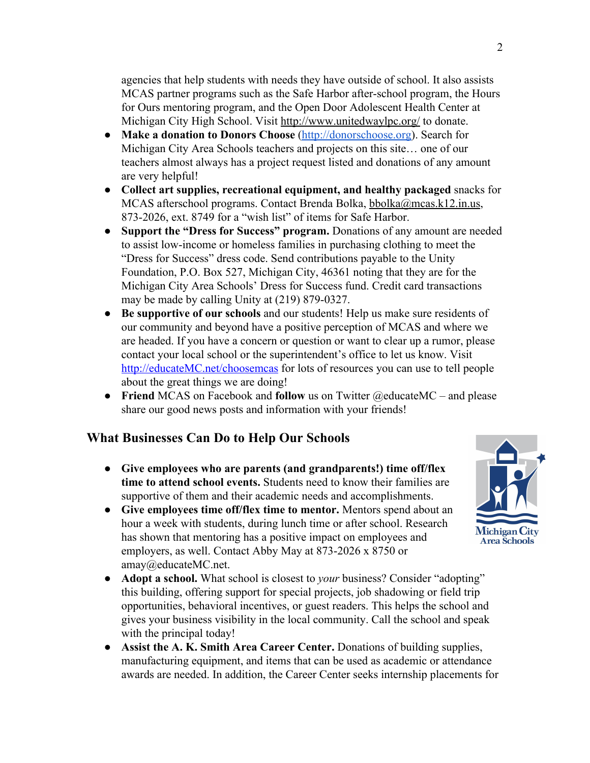agencies that help students with needs they have outside of school. It also assists MCAS partner programs such as the Safe Harbor after-school program, the Hours for Ours mentoring program, and the Open Door Adolescent Health Center at Michigan City High School. Visit http://www.unitedwaylpc.org/ to donate.

- **Make a donation to Donors Choose** (http://donorschoose.org). Search for Michigan City Area Schools teachers and projects on this site… one of our teachers almost always has a project request listed and donations of any amount are very helpful!
- **Collect art supplies, recreational equipment, and healthy packaged** snacks for MCAS afterschool programs. Contact Brenda Bolka, bbolka@mcas.k12.in.us, 873-2026, ext. 8749 for a "wish list" of items for Safe Harbor.
- **Support the "Dress for Success" program.** Donations of any amount are needed to assist low-income or homeless families in purchasing clothing to meet the "Dress for Success" dress code. Send contributions payable to the Unity Foundation, P.O. Box 527, Michigan City, 46361 noting that they are for the Michigan City Area Schools' Dress for Success fund. Credit card transactions may be made by calling Unity at (219) 879-0327.
- **Be supportive of our schools** and our students! Help us make sure residents of our community and beyond have a positive perception of MCAS and where we are headed. If you have a concern or question or want to clear up a rumor, please contact your local school or the superintendent's office to let us know. Visit http://educateMC.net/choosemcas for lots of resources you can use to tell people about the great things we are doing!
- **Friend** MCAS on Facebook and **follow** us on Twitter @educateMC – and please share our good news posts and information with your friends!

## What Businesses Can Do to Help Our Schools

- **Give employees who are parents (and grandparents!) time off/flex time to attend school events.** Students need to know their families are supportive of them and their academic needs and accomplishments.
- **Give employees time off/flex time to mentor.** Mentors spend about an hour a week with students, during lunch time or after school. Research has shown that mentoring has a positive impact on employees and employers, as well. Contact Abby May at 873-2026 x 8750 or amay@educateMC.net.
- **Adopt a school.** What school is closest to *your* business? Consider "adopting" this building, offering support for special projects, job shadowing or field trip opportunities, behavioral incentives, or guest readers. This helps the school and gives your business visibility in the local community. Call the school and speak with the principal today!
- **Assist the A. K. Smith Area Career Center.** Donations of building supplies, manufacturing equipment, and items that can be used as academic or attendance awards are needed. In addition, the Career Center seeks internship placements for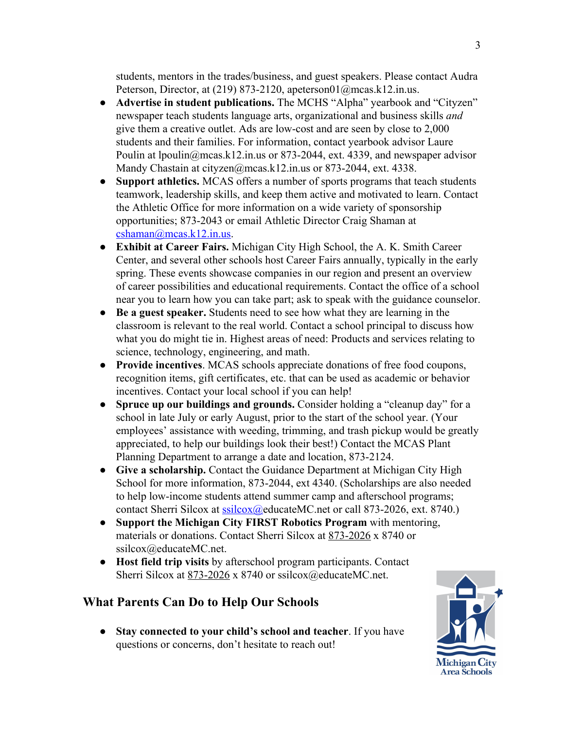students, mentors in the trades/business, and guest speakers. Please contact Audra Peterson, Director, at (219) 873-2120, apeterson01@mcas.k12.in.us.

- **Advertise in student publications.** The MCHS "Alpha" yearbook and "Cityzen" newspaper teach students language arts, organizational and business skills *and* give them a creative outlet. Ads are low-cost and are seen by close to 2,000 students and their families. For information, contact yearbook advisor Laure Poulin at lpoulin@mcas.k12.in.us or 873-2044, ext. 4339, and newspaper advisor Mandy Chastain at cityzen@mcas.k12.in.us or 873-2044, ext. 4338.
- **Support athletics.** MCAS offers a number of sports programs that teach students teamwork, leadership skills, and keep them active and motivated to learn. Contact the Athletic Office for more information on a wide variety of sponsorship opportunities; 873-2043 or email Athletic Director Craig Shaman at cshaman@mcas.k12.in.us.
- **Exhibit at Career Fairs.** Michigan City High School, the A. K. Smith Career Center, and several other schools host Career Fairs annually, typically in the early spring. These events showcase companies in our region and present an overview of career possibilities and educational requirements. Contact the office of a school near you to learn how you can take part; ask to speak with the guidance counselor.
- **Be a guest speaker.** Students need to see how what they are learning in the classroom is relevant to the real world. Contact a school principal to discuss how what you do might tie in. Highest areas of need: Products and services relating to science, technology, engineering, and math.
- **Provide incentives**. MCAS schools appreciate donations of free food coupons, recognition items, gift certificates, etc. that can be used as academic or behavior incentives. Contact your local school if you can help!
- **Spruce up our buildings and grounds.** Consider holding a "cleanup day" for a school in late July or early August, prior to the start of the school year. (Your employees' assistance with weeding, trimming, and trash pickup would be greatly appreciated, to help our buildings look their best!) Contact the MCAS Plant Planning Department to arrange a date and location, 873-2124.
- **Give a scholarship.** Contact the Guidance Department at Michigan City High School for more information, 873-2044, ext 4340. (Scholarships are also needed to help low-income students attend summer camp and afterschool programs; contact Sherri Silcox at ssilcox@educateMC.net or call 873-2026, ext. 8740.)
- **Support the Michigan City FIRST Robotics Program** with mentoring, materials or donations. Contact Sherri Silcox at 873-2026 x 8740 or ssilcox@educateMC.net.
- **Host field trip visits** by afterschool program participants. Contact Sherri Silcox at 873-2026 x 8740 or ssilcox@educateMC.net.

## What Parents Can Do to Help Our Schools

- **Stay connected to your child's school and teacher**. If you have questions or concerns, don't hesitate to reach out!

Michigan City Area Schools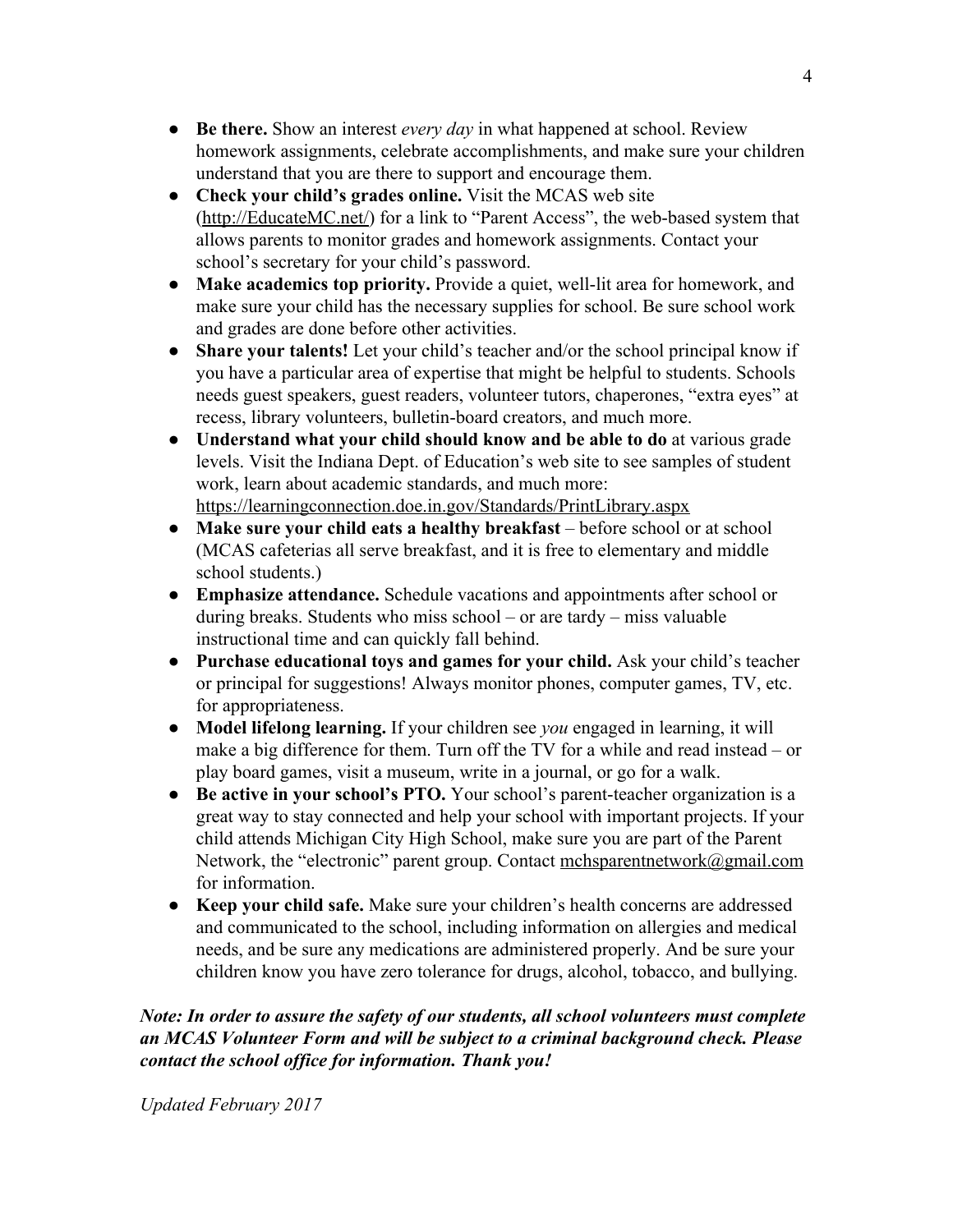- **Be there.** Show an interest *every day* in what happened at school. Review homework assignments, celebrate accomplishments, and make sure your children understand that you are there to support and encourage them.
- **Check your child's grades online.** Visit the MCAS web site (http://EducateMC.net/) for a link to "Parent Access", the web-based system that allows parents to monitor grades and homework assignments. Contact your school's secretary for your child's password.
- **Make academics top priority.** Provide a quiet, well-lit area for homework, and make sure your child has the necessary supplies for school. Be sure school work and grades are done before other activities.
- **Share your talents!** Let your child's teacher and/or the school principal know if you have a particular area of expertise that might be helpful to students. Schools needs guest speakers, guest readers, volunteer tutors, chaperones, "extra eyes" at recess, library volunteers, bulletin-board creators, and much more.
- **Understand what your child should know and be able to do** at various grade levels. Visit the Indiana Dept. of Education's web site to see samples of student work, learn about academic standards, and much more: https://learningconnection.doe.in.gov/Standards/PrintLibrary.aspx
- **Make sure your child eats a healthy breakfast** – before school or at school (MCAS cafeterias all serve breakfast, and it is free to elementary and middle school students.)
- **Emphasize attendance.** Schedule vacations and appointments after school or during breaks. Students who miss school – or are tardy – miss valuable instructional time and can quickly fall behind.
- **Purchase educational toys and games for your child.** Ask your child's teacher or principal for suggestions! Always monitor phones, computer games, TV, etc. for appropriateness.
- **Model lifelong learning.** If your children see *you* engaged in learning, it will make a big difference for them. Turn off the TV for a while and read instead – or play board games, visit a museum, write in a journal, or go for a walk.
- **Be active in your school's PTO.** Your school's parent-teacher organization is a great way to stay connected and help your school with important projects. If your child attends Michigan City High School, make sure you are part of the Parent Network, the "electronic" parent group. Contact mchsparentnetwork@gmail.com for information.
- **Keep your child safe.** Make sure your children's health concerns are addressed and communicated to the school, including information on allergies and medical needs, and be sure any medications are administered properly. And be sure your children know you have zero tolerance for drugs, alcohol, tobacco, and bullying.

***Note: In order to assure the safety of our students, all school volunteers must complete an MCAS Volunteer Form and will be subject to a criminal background check. Please contact the school office for information. Thank you!***

*Updated February 2017*